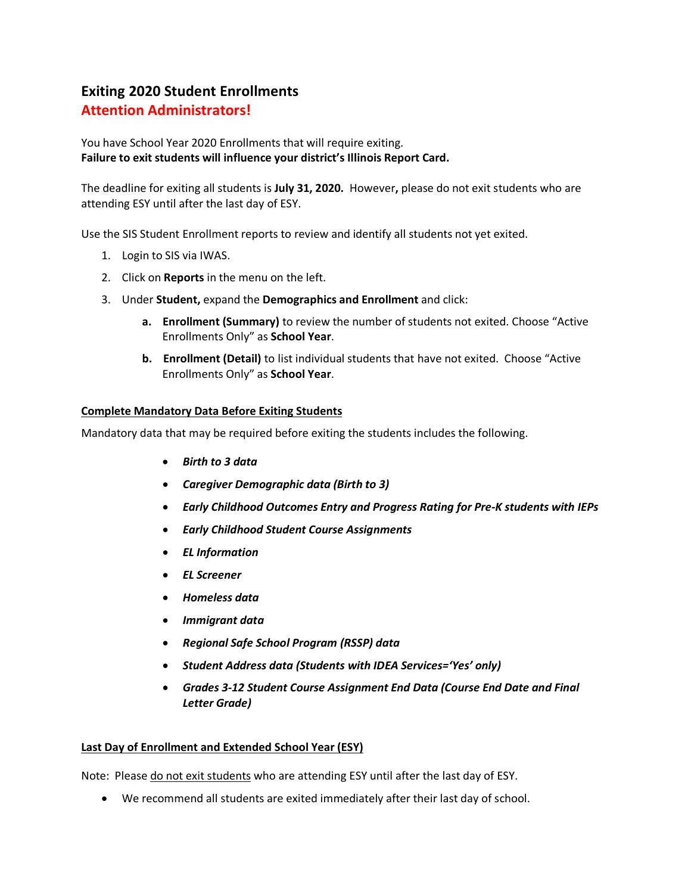# Exiting 2020 Student Enrollments

## Attention Administrators!

You have School Year 2020 Enrollments that will require exiting.
**Failure to exit students will influence your district's Illinois Report Card.**

The deadline for exiting all students is **July 31, 2020.** However**,** please do not exit students who are attending ESY until after the last day of ESY.

Use the SIS Student Enrollment reports to review and identify all students not yet exited.

1. Login to SIS via IWAS.
2. Click on **Reports** in the menu on the left.
3. Under **Student,** expand the **Demographics and Enrollment** and click:
   - **a. Enrollment (Summary)** to review the number of students not exited. Choose "Active Enrollments Only" as **School Year**.
   - **b. Enrollment (Detail)** to list individual students that have not exited. Choose "Active Enrollments Only" as **School Year**.

### Complete Mandatory Data Before Exiting Students

Mandatory data that may be required before exiting the students includes the following.

- ***Birth to 3 data***
- ***Caregiver Demographic data (Birth to 3)***
- ***Early Childhood Outcomes Entry and Progress Rating for Pre-K students with IEPs***
- ***Early Childhood Student Course Assignments***
- ***EL Information***
- ***EL Screener***
- ***Homeless data***
- ***Immigrant data***
- ***Regional Safe School Program (RSSP) data***
- ***Student Address data (Students with IDEA Services='Yes' only)***
- ***Grades 3-12 Student Course Assignment End Data (Course End Date and Final Letter Grade)***

### Last Day of Enrollment and Extended School Year (ESY)

Note: Please do not exit students who are attending ESY until after the last day of ESY.

- We recommend all students are exited immediately after their last day of school.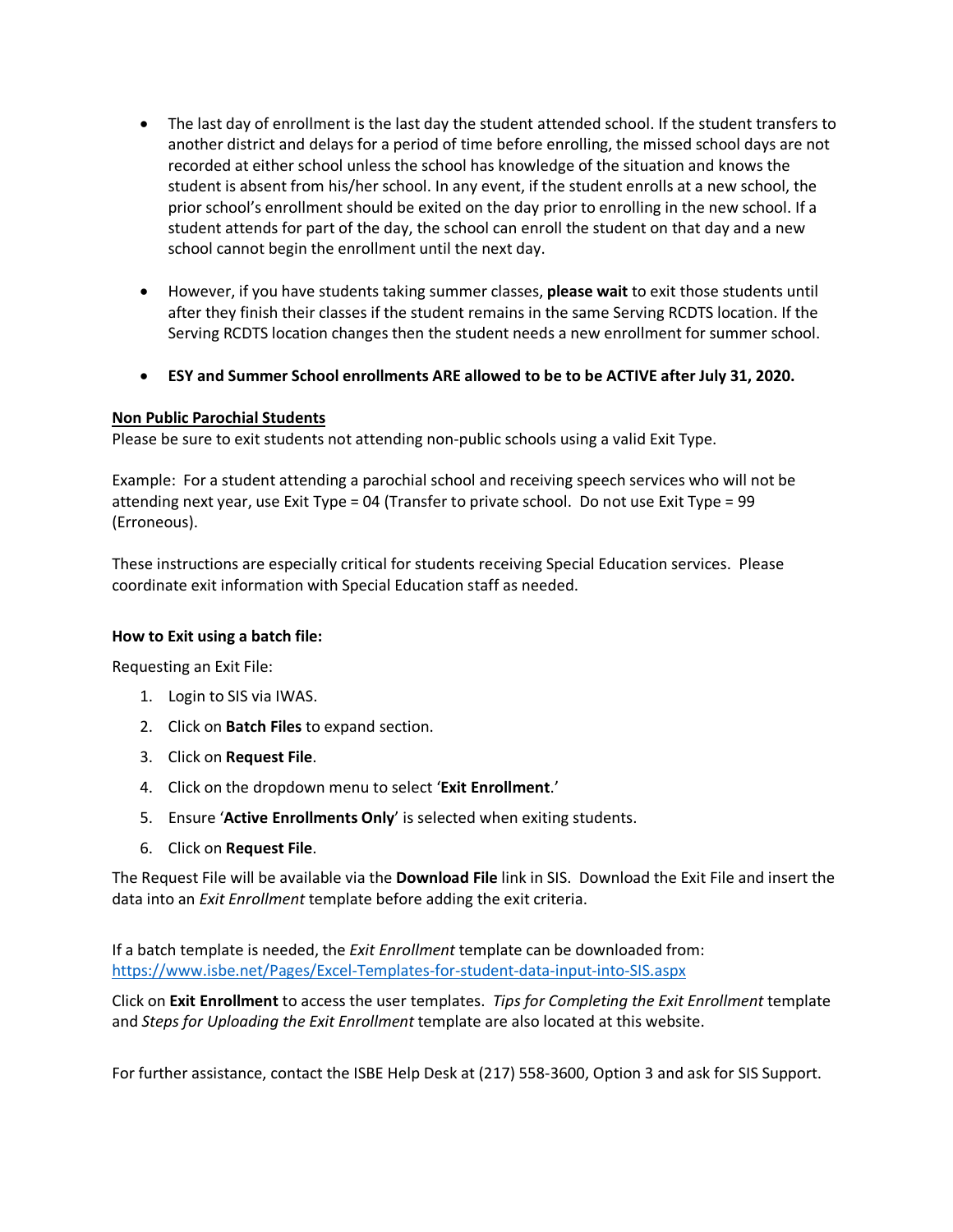- The last day of enrollment is the last day the student attended school. If the student transfers to another district and delays for a period of time before enrolling, the missed school days are not recorded at either school unless the school has knowledge of the situation and knows the student is absent from his/her school. In any event, if the student enrolls at a new school, the prior school's enrollment should be exited on the day prior to enrolling in the new school. If a student attends for part of the day, the school can enroll the student on that day and a new school cannot begin the enrollment until the next day.

- However, if you have students taking summer classes, **please wait** to exit those students until after they finish their classes if the student remains in the same Serving RCDTS location. If the Serving RCDTS location changes then the student needs a new enrollment for summer school.

- **ESY and Summer School enrollments ARE allowed to be to be ACTIVE after July 31, 2020.**

**<u>Non Public Parochial Students</u>**

Please be sure to exit students not attending non-public schools using a valid Exit Type.

Example: For a student attending a parochial school and receiving speech services who will not be attending next year, use Exit Type = 04 (Transfer to private school. Do not use Exit Type = 99 (Erroneous).

These instructions are especially critical for students receiving Special Education services. Please coordinate exit information with Special Education staff as needed.

**How to Exit using a batch file:**

Requesting an Exit File:

1. Login to SIS via IWAS.
2. Click on **Batch Files** to expand section.
3. Click on **Request File**.
4. Click on the dropdown menu to select '**Exit Enrollment**.'
5. Ensure '**Active Enrollments Only**' is selected when exiting students.
6. Click on **Request File**.

The Request File will be available via the **Download File** link in SIS. Download the Exit File and insert the data into an *Exit Enrollment* template before adding the exit criteria.

If a batch template is needed, the *Exit Enrollment* template can be downloaded from:
https://www.isbe.net/Pages/Excel-Templates-for-student-data-input-into-SIS.aspx

Click on **Exit Enrollment** to access the user templates. *Tips for Completing the Exit Enrollment* template and *Steps for Uploading the Exit Enrollment* template are also located at this website.

For further assistance, contact the ISBE Help Desk at (217) 558-3600, Option 3 and ask for SIS Support.